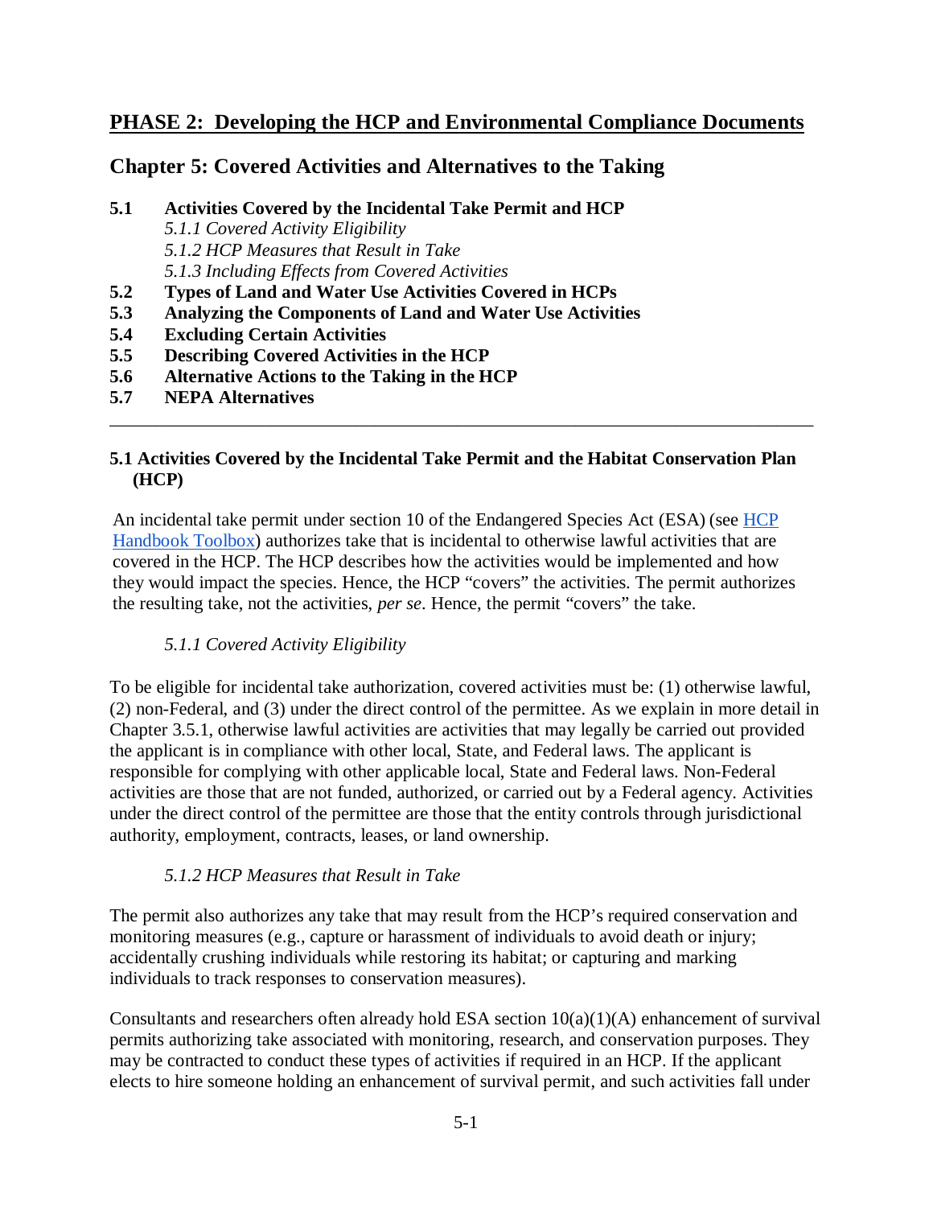# PHASE 2: Developing the HCP and Environmental Compliance Documents

## Chapter 5: Covered Activities and Alternatives to the Taking

**5.1 Activities Covered by the Incidental Take Permit and HCP**
  *5.1.1 Covered Activity Eligibility*
  *5.1.2 HCP Measures that Result in Take*
  *5.1.3 Including Effects from Covered Activities*
**5.2 Types of Land and Water Use Activities Covered in HCPs**
**5.3 Analyzing the Components of Land and Water Use Activities**
**5.4 Excluding Certain Activities**
**5.5 Describing Covered Activities in the HCP**
**5.6 Alternative Actions to the Taking in the HCP**
**5.7 NEPA Alternatives**

---

### 5.1 Activities Covered by the Incidental Take Permit and the Habitat Conservation Plan (HCP)

An incidental take permit under section 10 of the Endangered Species Act (ESA) (see [HCP Handbook Toolbox]) authorizes take that is incidental to otherwise lawful activities that are covered in the HCP. The HCP describes how the activities would be implemented and how they would impact the species. Hence, the HCP "covers" the activities. The permit authorizes the resulting take, not the activities, *per se*. Hence, the permit "covers" the take.

#### *5.1.1 Covered Activity Eligibility*

To be eligible for incidental take authorization, covered activities must be: (1) otherwise lawful, (2) non-Federal, and (3) under the direct control of the permittee. As we explain in more detail in Chapter 3.5.1, otherwise lawful activities are activities that may legally be carried out provided the applicant is in compliance with other local, State, and Federal laws. The applicant is responsible for complying with other applicable local, State and Federal laws. Non-Federal activities are those that are not funded, authorized, or carried out by a Federal agency. Activities under the direct control of the permittee are those that the entity controls through jurisdictional authority, employment, contracts, leases, or land ownership.

#### *5.1.2 HCP Measures that Result in Take*

The permit also authorizes any take that may result from the HCP's required conservation and monitoring measures (e.g., capture or harassment of individuals to avoid death or injury; accidentally crushing individuals while restoring its habitat; or capturing and marking individuals to track responses to conservation measures).

Consultants and researchers often already hold ESA section 10(a)(1)(A) enhancement of survival permits authorizing take associated with monitoring, research, and conservation purposes. They may be contracted to conduct these types of activities if required in an HCP. If the applicant elects to hire someone holding an enhancement of survival permit, and such activities fall under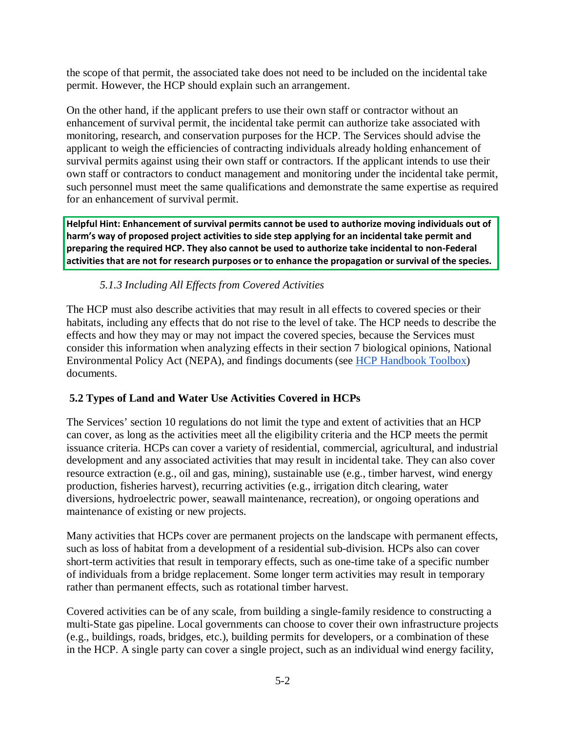the scope of that permit, the associated take does not need to be included on the incidental take permit. However, the HCP should explain such an arrangement.

On the other hand, if the applicant prefers to use their own staff or contractor without an enhancement of survival permit, the incidental take permit can authorize take associated with monitoring, research, and conservation purposes for the HCP. The Services should advise the applicant to weigh the efficiencies of contracting individuals already holding enhancement of survival permits against using their own staff or contractors. If the applicant intends to use their own staff or contractors to conduct management and monitoring under the incidental take permit, such personnel must meet the same qualifications and demonstrate the same expertise as required for an enhancement of survival permit.

**Helpful Hint: Enhancement of survival permits cannot be used to authorize moving individuals out of harm's way of proposed project activities to side step applying for an incidental take permit and preparing the required HCP. They also cannot be used to authorize take incidental to non-Federal activities that are not for research purposes or to enhance the propagation or survival of the species.**

#### *5.1.3 Including All Effects from Covered Activities*

The HCP must also describe activities that may result in all effects to covered species or their habitats, including any effects that do not rise to the level of take. The HCP needs to describe the effects and how they may or may not impact the covered species, because the Services must consider this information when analyzing effects in their section 7 biological opinions, National Environmental Policy Act (NEPA), and findings documents (see HCP Handbook Toolbox) documents.

### 5.2 Types of Land and Water Use Activities Covered in HCPs

The Services' section 10 regulations do not limit the type and extent of activities that an HCP can cover, as long as the activities meet all the eligibility criteria and the HCP meets the permit issuance criteria. HCPs can cover a variety of residential, commercial, agricultural, and industrial development and any associated activities that may result in incidental take. They can also cover resource extraction (e.g., oil and gas, mining), sustainable use (e.g., timber harvest, wind energy production, fisheries harvest), recurring activities (e.g., irrigation ditch clearing, water diversions, hydroelectric power, seawall maintenance, recreation), or ongoing operations and maintenance of existing or new projects.

Many activities that HCPs cover are permanent projects on the landscape with permanent effects, such as loss of habitat from a development of a residential sub-division. HCPs also can cover short-term activities that result in temporary effects, such as one-time take of a specific number of individuals from a bridge replacement. Some longer term activities may result in temporary rather than permanent effects, such as rotational timber harvest.

Covered activities can be of any scale, from building a single-family residence to constructing a multi-State gas pipeline. Local governments can choose to cover their own infrastructure projects (e.g., buildings, roads, bridges, etc.), building permits for developers, or a combination of these in the HCP. A single party can cover a single project, such as an individual wind energy facility,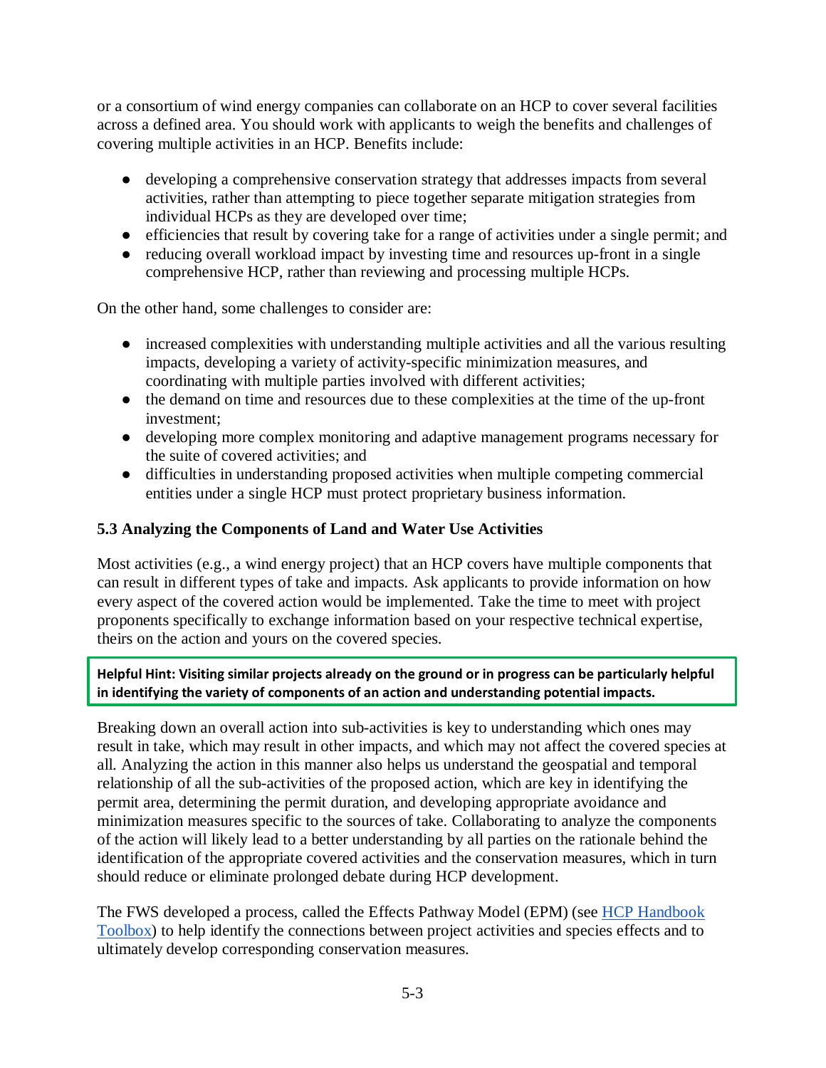or a consortium of wind energy companies can collaborate on an HCP to cover several facilities across a defined area. You should work with applicants to weigh the benefits and challenges of covering multiple activities in an HCP. Benefits include:

- developing a comprehensive conservation strategy that addresses impacts from several activities, rather than attempting to piece together separate mitigation strategies from individual HCPs as they are developed over time;
- efficiencies that result by covering take for a range of activities under a single permit; and
- reducing overall workload impact by investing time and resources up-front in a single comprehensive HCP, rather than reviewing and processing multiple HCPs.

On the other hand, some challenges to consider are:

- increased complexities with understanding multiple activities and all the various resulting impacts, developing a variety of activity-specific minimization measures, and coordinating with multiple parties involved with different activities;
- the demand on time and resources due to these complexities at the time of the up-front investment;
- developing more complex monitoring and adaptive management programs necessary for the suite of covered activities; and
- difficulties in understanding proposed activities when multiple competing commercial entities under a single HCP must protect proprietary business information.

### 5.3 Analyzing the Components of Land and Water Use Activities

Most activities (e.g., a wind energy project) that an HCP covers have multiple components that can result in different types of take and impacts. Ask applicants to provide information on how every aspect of the covered action would be implemented. Take the time to meet with project proponents specifically to exchange information based on your respective technical expertise, theirs on the action and yours on the covered species.

**Helpful Hint: Visiting similar projects already on the ground or in progress can be particularly helpful in identifying the variety of components of an action and understanding potential impacts.**

Breaking down an overall action into sub-activities is key to understanding which ones may result in take, which may result in other impacts, and which may not affect the covered species at all. Analyzing the action in this manner also helps us understand the geospatial and temporal relationship of all the sub-activities of the proposed action, which are key in identifying the permit area, determining the permit duration, and developing appropriate avoidance and minimization measures specific to the sources of take. Collaborating to analyze the components of the action will likely lead to a better understanding by all parties on the rationale behind the identification of the appropriate covered activities and the conservation measures, which in turn should reduce or eliminate prolonged debate during HCP development.

The FWS developed a process, called the Effects Pathway Model (EPM) (see HCP Handbook Toolbox) to help identify the connections between project activities and species effects and to ultimately develop corresponding conservation measures.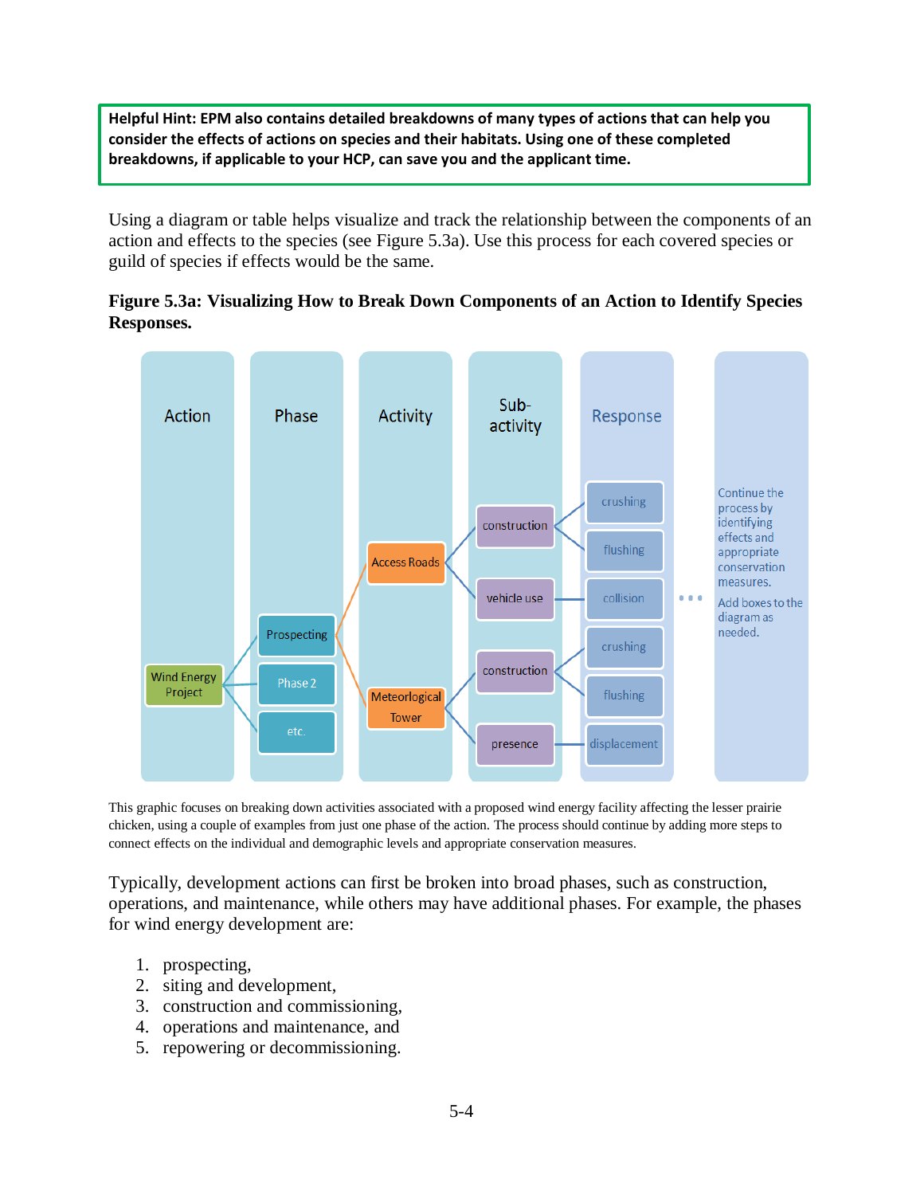**Helpful Hint: EPM also contains detailed breakdowns of many types of actions that can help you consider the effects of actions on species and their habitats. Using one of these completed breakdowns, if applicable to your HCP, can save you and the applicant time.**

Using a diagram or table helps visualize and track the relationship between the components of an action and effects to the species (see Figure 5.3a). Use this process for each covered species or guild of species if effects would be the same.

**Figure 5.3a: Visualizing How to Break Down Components of an Action to Identify Species Responses.**

This graphic focuses on breaking down activities associated with a proposed wind energy facility affecting the lesser prairie chicken, using a couple of examples from just one phase of the action. The process should continue by adding more steps to connect effects on the individual and demographic levels and appropriate conservation measures.

Typically, development actions can first be broken into broad phases, such as construction, operations, and maintenance, while others may have additional phases. For example, the phases for wind energy development are:

1. prospecting,
2. siting and development,
3. construction and commissioning,
4. operations and maintenance, and
5. repowering or decommissioning.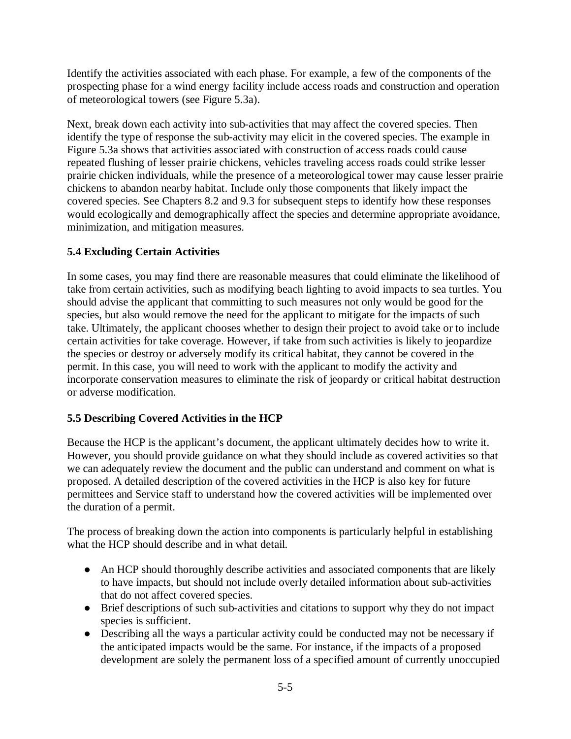Identify the activities associated with each phase. For example, a few of the components of the prospecting phase for a wind energy facility include access roads and construction and operation of meteorological towers (see Figure 5.3a).

Next, break down each activity into sub-activities that may affect the covered species. Then identify the type of response the sub-activity may elicit in the covered species. The example in Figure 5.3a shows that activities associated with construction of access roads could cause repeated flushing of lesser prairie chickens, vehicles traveling access roads could strike lesser prairie chicken individuals, while the presence of a meteorological tower may cause lesser prairie chickens to abandon nearby habitat. Include only those components that likely impact the covered species. See Chapters 8.2 and 9.3 for subsequent steps to identify how these responses would ecologically and demographically affect the species and determine appropriate avoidance, minimization, and mitigation measures.

### 5.4 Excluding Certain Activities

In some cases, you may find there are reasonable measures that could eliminate the likelihood of take from certain activities, such as modifying beach lighting to avoid impacts to sea turtles. You should advise the applicant that committing to such measures not only would be good for the species, but also would remove the need for the applicant to mitigate for the impacts of such take. Ultimately, the applicant chooses whether to design their project to avoid take or to include certain activities for take coverage. However, if take from such activities is likely to jeopardize the species or destroy or adversely modify its critical habitat, they cannot be covered in the permit. In this case, you will need to work with the applicant to modify the activity and incorporate conservation measures to eliminate the risk of jeopardy or critical habitat destruction or adverse modification.

### 5.5 Describing Covered Activities in the HCP

Because the HCP is the applicant's document, the applicant ultimately decides how to write it. However, you should provide guidance on what they should include as covered activities so that we can adequately review the document and the public can understand and comment on what is proposed. A detailed description of the covered activities in the HCP is also key for future permittees and Service staff to understand how the covered activities will be implemented over the duration of a permit.

The process of breaking down the action into components is particularly helpful in establishing what the HCP should describe and in what detail.

- An HCP should thoroughly describe activities and associated components that are likely to have impacts, but should not include overly detailed information about sub-activities that do not affect covered species.
- Brief descriptions of such sub-activities and citations to support why they do not impact species is sufficient.
- Describing all the ways a particular activity could be conducted may not be necessary if the anticipated impacts would be the same. For instance, if the impacts of a proposed development are solely the permanent loss of a specified amount of currently unoccupied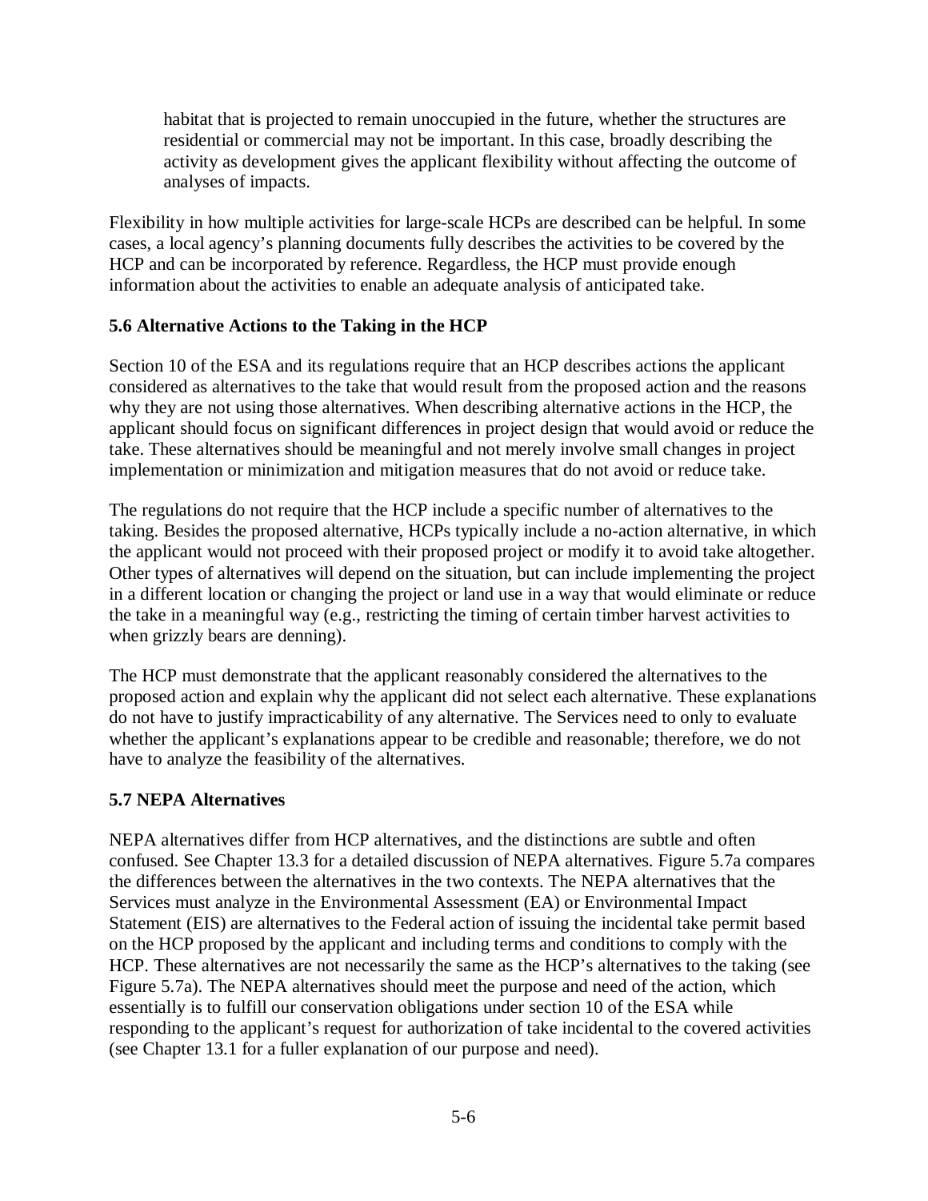habitat that is projected to remain unoccupied in the future, whether the structures are residential or commercial may not be important. In this case, broadly describing the activity as development gives the applicant flexibility without affecting the outcome of analyses of impacts.

Flexibility in how multiple activities for large-scale HCPs are described can be helpful. In some cases, a local agency's planning documents fully describes the activities to be covered by the HCP and can be incorporated by reference. Regardless, the HCP must provide enough information about the activities to enable an adequate analysis of anticipated take.

### 5.6 Alternative Actions to the Taking in the HCP

Section 10 of the ESA and its regulations require that an HCP describes actions the applicant considered as alternatives to the take that would result from the proposed action and the reasons why they are not using those alternatives. When describing alternative actions in the HCP, the applicant should focus on significant differences in project design that would avoid or reduce the take. These alternatives should be meaningful and not merely involve small changes in project implementation or minimization and mitigation measures that do not avoid or reduce take.

The regulations do not require that the HCP include a specific number of alternatives to the taking. Besides the proposed alternative, HCPs typically include a no-action alternative, in which the applicant would not proceed with their proposed project or modify it to avoid take altogether. Other types of alternatives will depend on the situation, but can include implementing the project in a different location or changing the project or land use in a way that would eliminate or reduce the take in a meaningful way (e.g., restricting the timing of certain timber harvest activities to when grizzly bears are denning).

The HCP must demonstrate that the applicant reasonably considered the alternatives to the proposed action and explain why the applicant did not select each alternative. These explanations do not have to justify impracticability of any alternative. The Services need to only to evaluate whether the applicant's explanations appear to be credible and reasonable; therefore, we do not have to analyze the feasibility of the alternatives.

### 5.7 NEPA Alternatives

NEPA alternatives differ from HCP alternatives, and the distinctions are subtle and often confused. See Chapter 13.3 for a detailed discussion of NEPA alternatives. Figure 5.7a compares the differences between the alternatives in the two contexts. The NEPA alternatives that the Services must analyze in the Environmental Assessment (EA) or Environmental Impact Statement (EIS) are alternatives to the Federal action of issuing the incidental take permit based on the HCP proposed by the applicant and including terms and conditions to comply with the HCP. These alternatives are not necessarily the same as the HCP's alternatives to the taking (see Figure 5.7a). The NEPA alternatives should meet the purpose and need of the action, which essentially is to fulfill our conservation obligations under section 10 of the ESA while responding to the applicant's request for authorization of take incidental to the covered activities (see Chapter 13.1 for a fuller explanation of our purpose and need).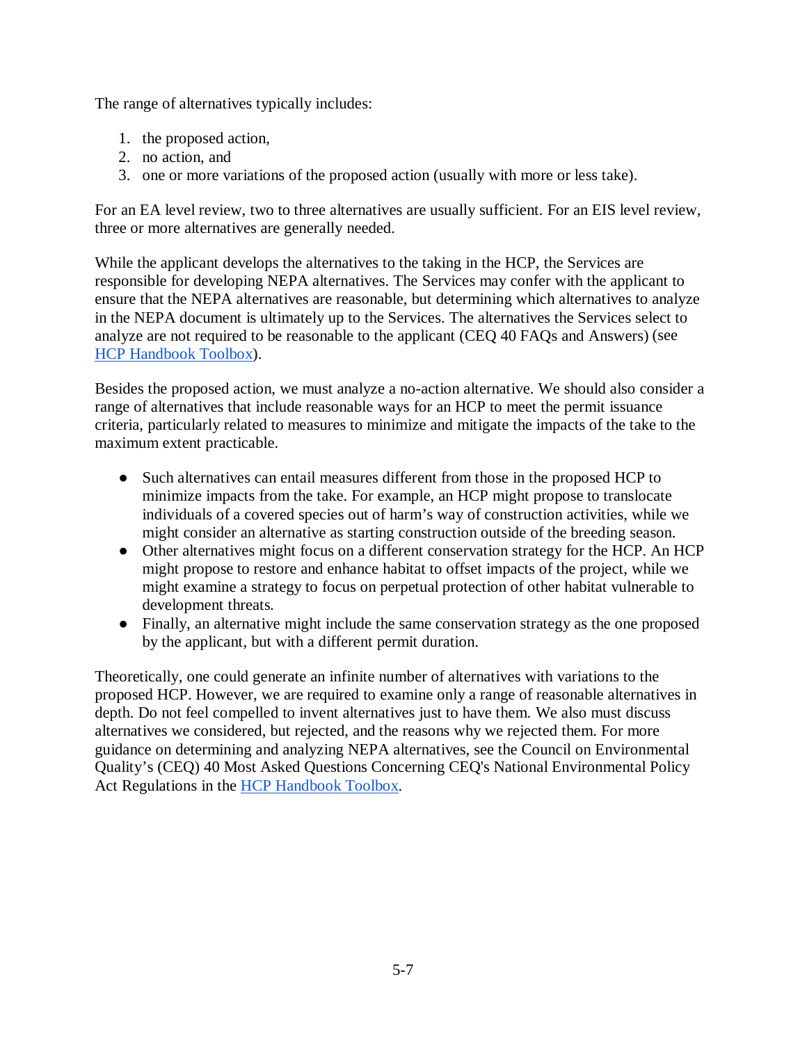The range of alternatives typically includes:

1. the proposed action,
2. no action, and
3. one or more variations of the proposed action (usually with more or less take).

For an EA level review, two to three alternatives are usually sufficient. For an EIS level review, three or more alternatives are generally needed.

While the applicant develops the alternatives to the taking in the HCP, the Services are responsible for developing NEPA alternatives. The Services may confer with the applicant to ensure that the NEPA alternatives are reasonable, but determining which alternatives to analyze in the NEPA document is ultimately up to the Services. The alternatives the Services select to analyze are not required to be reasonable to the applicant (CEQ 40 FAQs and Answers) (see [HCP Handbook Toolbox](HCP Handbook Toolbox)).

Besides the proposed action, we must analyze a no-action alternative. We should also consider a range of alternatives that include reasonable ways for an HCP to meet the permit issuance criteria, particularly related to measures to minimize and mitigate the impacts of the take to the maximum extent practicable.

- Such alternatives can entail measures different from those in the proposed HCP to minimize impacts from the take. For example, an HCP might propose to translocate individuals of a covered species out of harm's way of construction activities, while we might consider an alternative as starting construction outside of the breeding season.
- Other alternatives might focus on a different conservation strategy for the HCP. An HCP might propose to restore and enhance habitat to offset impacts of the project, while we might examine a strategy to focus on perpetual protection of other habitat vulnerable to development threats.
- Finally, an alternative might include the same conservation strategy as the one proposed by the applicant, but with a different permit duration.

Theoretically, one could generate an infinite number of alternatives with variations to the proposed HCP. However, we are required to examine only a range of reasonable alternatives in depth. Do not feel compelled to invent alternatives just to have them. We also must discuss alternatives we considered, but rejected, and the reasons why we rejected them. For more guidance on determining and analyzing NEPA alternatives, see the Council on Environmental Quality's (CEQ) 40 Most Asked Questions Concerning CEQ's National Environmental Policy Act Regulations in the [HCP Handbook Toolbox](HCP Handbook Toolbox).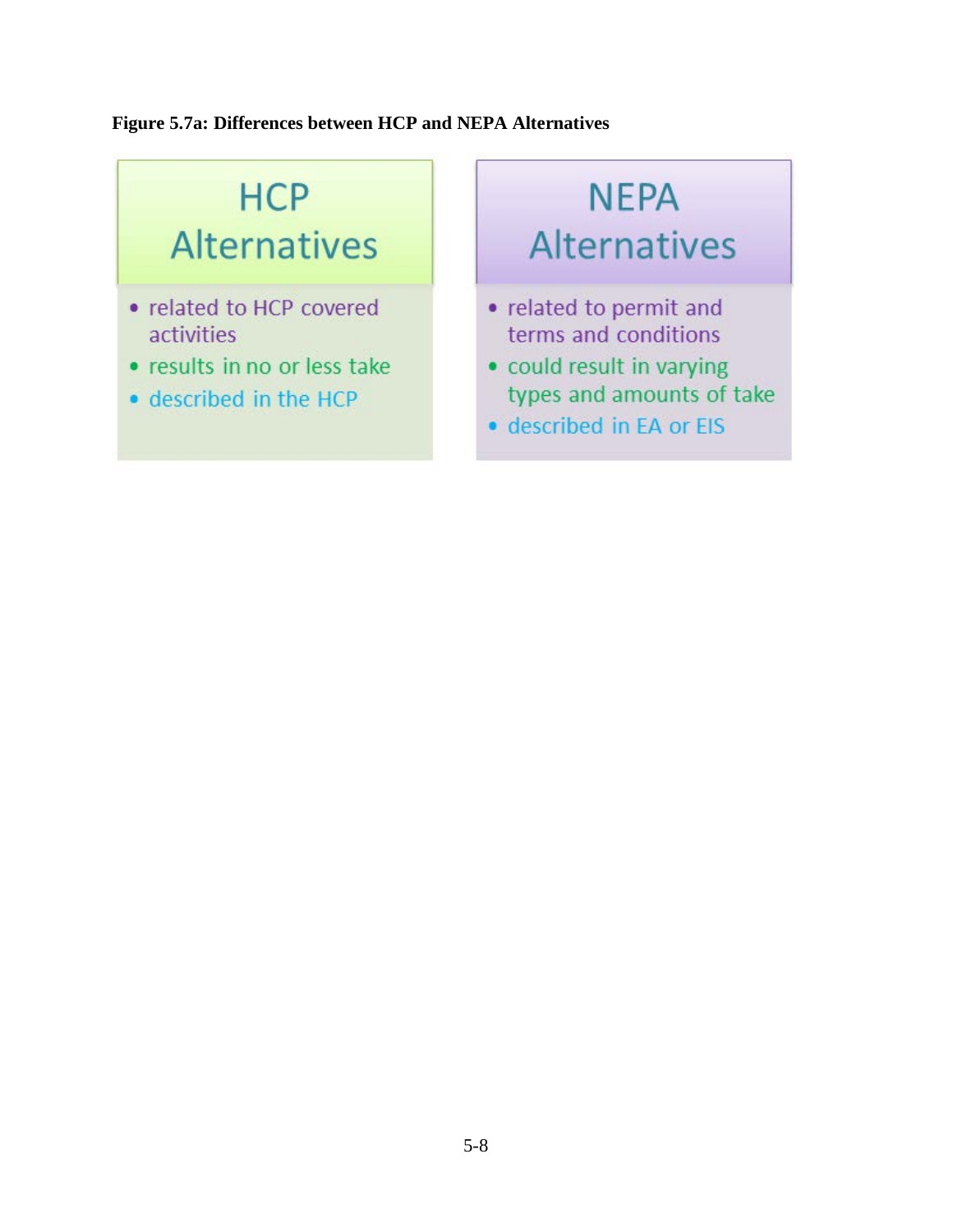**Figure 5.7a: Differences between HCP and NEPA Alternatives**

HCP Alternatives

- related to HCP covered activities
- results in no or less take
- described in the HCP

NEPA Alternatives

- related to permit and terms and conditions
- could result in varying types and amounts of take
- described in EA or EIS